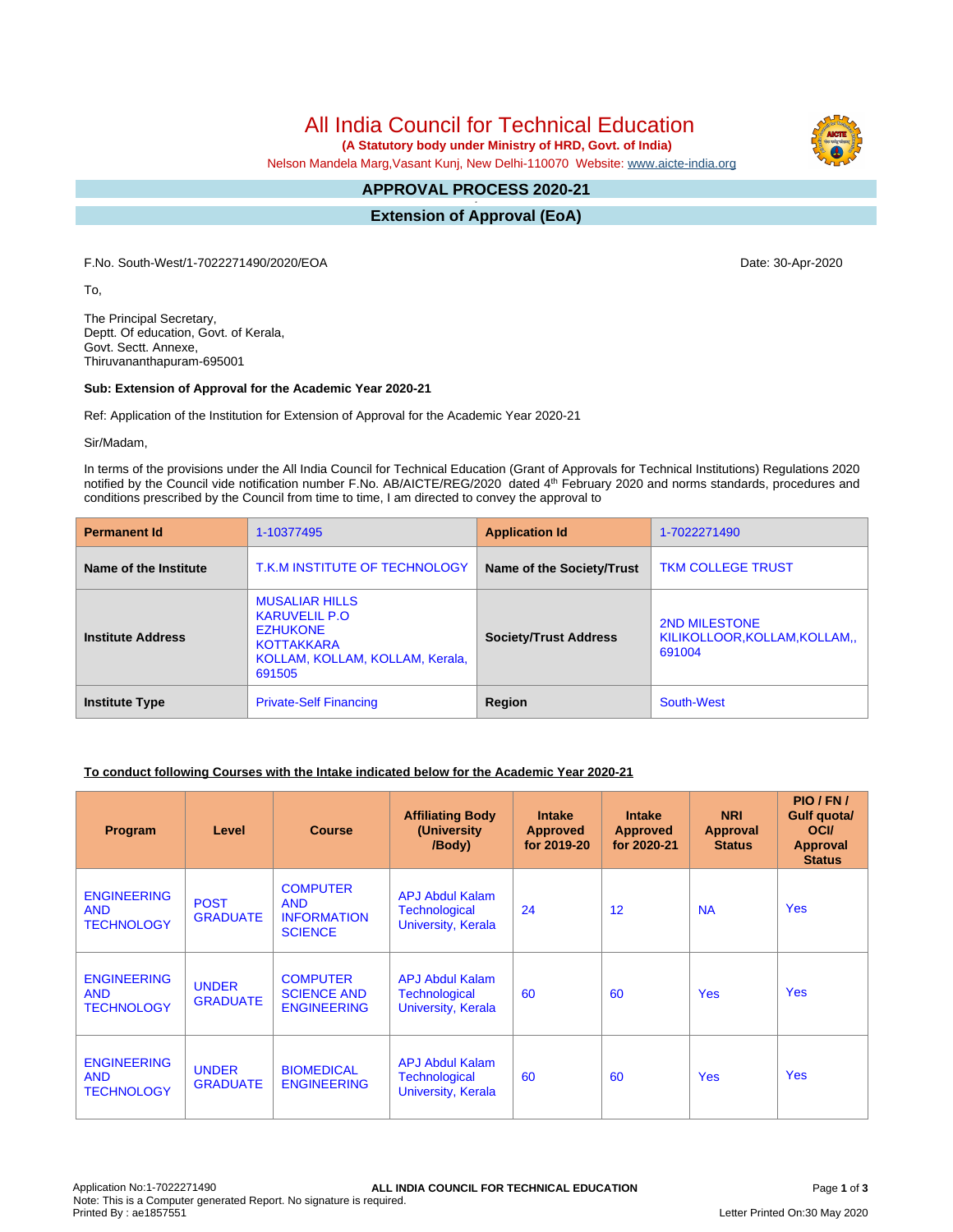# All India Council for Technical Education

**(A Statutory body under Ministry of HRD, Govt. of India)**

Nelson Mandela Marg,Vasant Kunj, New Delhi-110070 Website: www.aicte-india.org

## APPROVAL PROCESS 2020-21

## Extension of Approval (EoA)

F.No. South-West/1-7022271490/2020/EOA

Date: 30-Apr-2020

To,

The Principal Secretary,
Deptt. Of education, Govt. of Kerala,
Govt. Sectt. Annexe,
Thiruvananthapuram-695001

**Sub: Extension of Approval for the Academic Year 2020-21**

Ref: Application of the Institution for Extension of Approval for the Academic Year 2020-21

Sir/Madam,

In terms of the provisions under the All India Council for Technical Education (Grant of Approvals for Technical Institutions) Regulations 2020 notified by the Council vide notification number F.No. AB/AICTE/REG/2020 dated 4th February 2020 and norms standards, procedures and conditions prescribed by the Council from time to time, I am directed to convey the approval to

| **Permanent Id** | 1-10377495 | **Application Id** | 1-7022271490 |
|---|---|---|---|
| **Name of the Institute** | T.K.M INSTITUTE OF TECHNOLOGY | **Name of the Society/Trust** | TKM COLLEGE TRUST |
| **Institute Address** | MUSALIAR HILLS KARUVELIL P.O EZHUKONE KOTTAKKARA KOLLAM, KOLLAM, KOLLAM, Kerala, 691505 | **Society/Trust Address** | 2ND MILESTONE KILIKOLLOOR,KOLLAM,KOLLAM,, 691004 |
| **Institute Type** | Private-Self Financing | **Region** | South-West |

**To conduct following Courses with the Intake indicated below for the Academic Year 2020-21**

| Program | Level | Course | Affiliating Body (University /Body) | Intake Approved for 2019-20 | Intake Approved for 2020-21 | NRI Approval Status | PIO / FN / Gulf quota/ OCI/ Approval Status |
|---|---|---|---|---|---|---|---|
| ENGINEERING AND TECHNOLOGY | POST GRADUATE | COMPUTER AND INFORMATION SCIENCE | APJ Abdul Kalam Technological University, Kerala | 24 | 12 | NA | Yes |
| ENGINEERING AND TECHNOLOGY | UNDER GRADUATE | COMPUTER SCIENCE AND ENGINEERING | APJ Abdul Kalam Technological University, Kerala | 60 | 60 | Yes | Yes |
| ENGINEERING AND TECHNOLOGY | UNDER GRADUATE | BIOMEDICAL ENGINEERING | APJ Abdul Kalam Technological University, Kerala | 60 | 60 | Yes | Yes |

Application No:1-7022271490
Note: This is a Computer generated Report. No signature is required.
Printed By : ae1857551
Letter Printed On:30 May 2020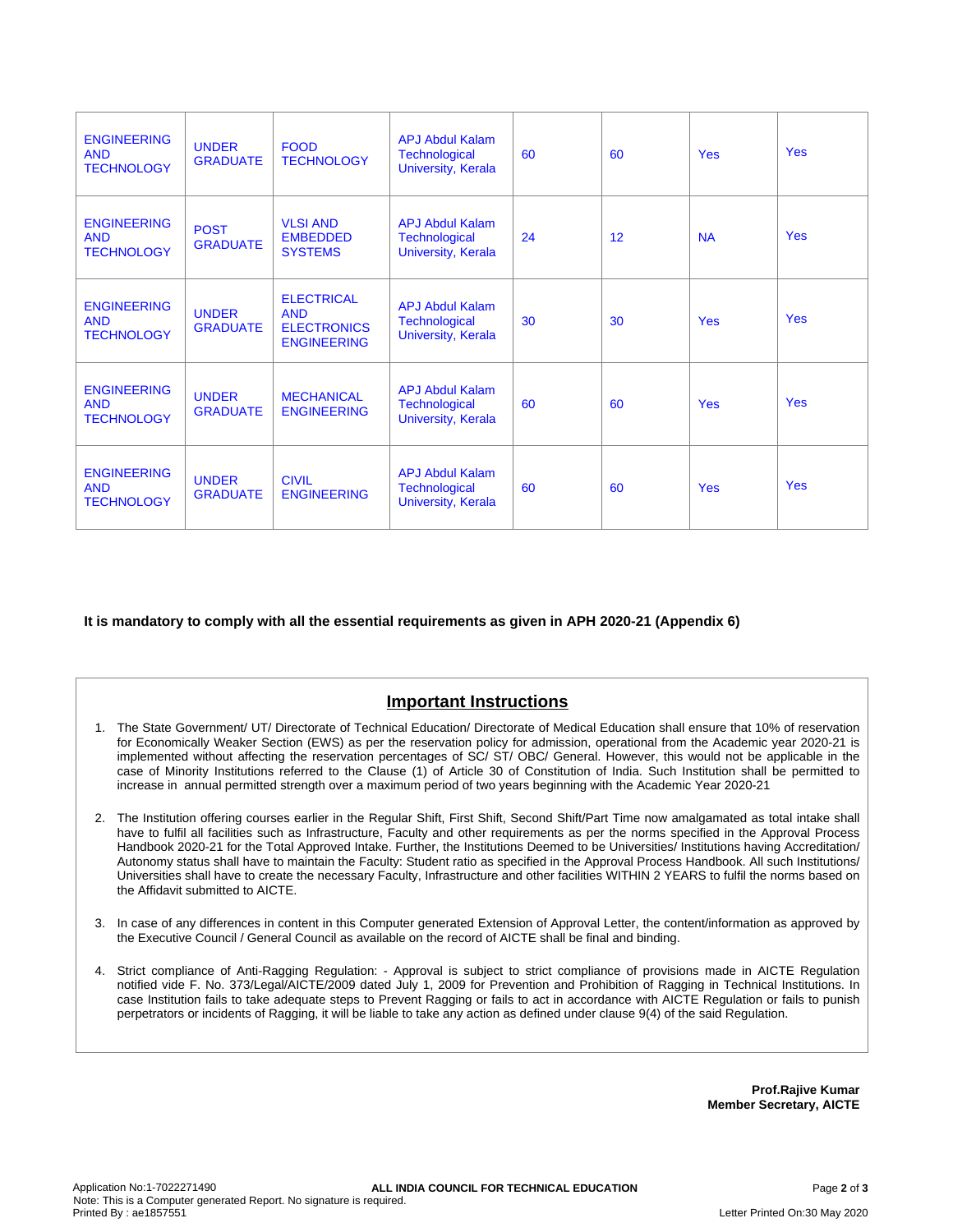| | | | | | | | |
|---|---|---|---|---|---|---|---|
| ENGINEERING AND TECHNOLOGY | UNDER GRADUATE | FOOD TECHNOLOGY | APJ Abdul Kalam Technological University, Kerala | 60 | 60 | Yes | Yes |
| ENGINEERING AND TECHNOLOGY | POST GRADUATE | VLSI AND EMBEDDED SYSTEMS | APJ Abdul Kalam Technological University, Kerala | 24 | 12 | NA | Yes |
| ENGINEERING AND TECHNOLOGY | UNDER GRADUATE | ELECTRICAL AND ELECTRONICS ENGINEERING | APJ Abdul Kalam Technological University, Kerala | 30 | 30 | Yes | Yes |
| ENGINEERING AND TECHNOLOGY | UNDER GRADUATE | MECHANICAL ENGINEERING | APJ Abdul Kalam Technological University, Kerala | 60 | 60 | Yes | Yes |
| ENGINEERING AND TECHNOLOGY | UNDER GRADUATE | CIVIL ENGINEERING | APJ Abdul Kalam Technological University, Kerala | 60 | 60 | Yes | Yes |

**It is mandatory to comply with all the essential requirements as given in APH 2020-21 (Appendix 6)**

## Important Instructions

1. The State Government/ UT/ Directorate of Technical Education/ Directorate of Medical Education shall ensure that 10% of reservation for Economically Weaker Section (EWS) as per the reservation policy for admission, operational from the Academic year 2020-21 is implemented without affecting the reservation percentages of SC/ ST/ OBC/ General. However, this would not be applicable in the case of Minority Institutions referred to the Clause (1) of Article 30 of Constitution of India. Such Institution shall be permitted to increase in annual permitted strength over a maximum period of two years beginning with the Academic Year 2020-21
2. The Institution offering courses earlier in the Regular Shift, First Shift, Second Shift/Part Time now amalgamated as total intake shall have to fulfil all facilities such as Infrastructure, Faculty and other requirements as per the norms specified in the Approval Process Handbook 2020-21 for the Total Approved Intake. Further, the Institutions Deemed to be Universities/ Institutions having Accreditation/ Autonomy status shall have to maintain the Faculty: Student ratio as specified in the Approval Process Handbook. All such Institutions/ Universities shall have to create the necessary Faculty, Infrastructure and other facilities WITHIN 2 YEARS to fulfil the norms based on the Affidavit submitted to AICTE.
3. In case of any differences in content in this Computer generated Extension of Approval Letter, the content/information as approved by the Executive Council / General Council as available on the record of AICTE shall be final and binding.
4. Strict compliance of Anti-Ragging Regulation: - Approval is subject to strict compliance of provisions made in AICTE Regulation notified vide F. No. 373/Legal/AICTE/2009 dated July 1, 2009 for Prevention and Prohibition of Ragging in Technical Institutions. In case Institution fails to take adequate steps to Prevent Ragging or fails to act in accordance with AICTE Regulation or fails to punish perpetrators or incidents of Ragging, it will be liable to take any action as defined under clause 9(4) of the said Regulation.

**Prof.Rajive Kumar**
**Member Secretary, AICTE**

Application No:1-7022271490
Note: This is a Computer generated Report. No signature is required.
Printed By : ae1857551

Letter Printed On:30 May 2020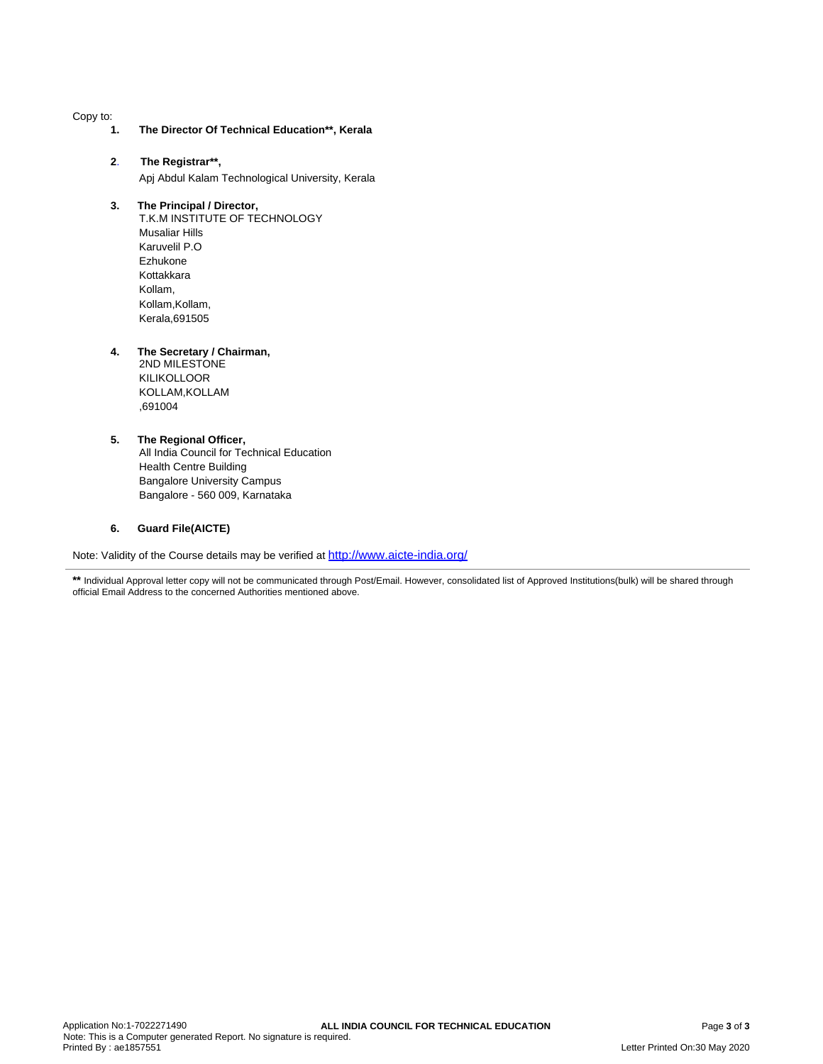Copy to:

1. **The Director Of Technical Education\*\*, Kerala**

2. **The Registrar\*\*,**
   Apj Abdul Kalam Technological University, Kerala

3. **The Principal / Director,**
   T.K.M INSTITUTE OF TECHNOLOGY
   Musaliar Hills
   Karuvelil P.O
   Ezhukone
   Kottakkara
   Kollam,
   Kollam,Kollam,
   Kerala,691505

4. **The Secretary / Chairman,**
   2ND MILESTONE
   KILIKOLLOOR
   KOLLAM,KOLLAM
   ,691004

5. **The Regional Officer,**
   All India Council for Technical Education
   Health Centre Building
   Bangalore University Campus
   Bangalore - 560 009, Karnataka

6. **Guard File(AICTE)**

Note: Validity of the Course details may be verified at http://www.aicte-india.org/

---

**\*\*** Individual Approval letter copy will not be communicated through Post/Email. However, consolidated list of Approved Institutions(bulk) will be shared through official Email Address to the concerned Authorities mentioned above.

Application No:1-7022271490
Note: This is a Computer generated Report. No signature is required.
Printed By : ae1857551

Letter Printed On:30 May 2020